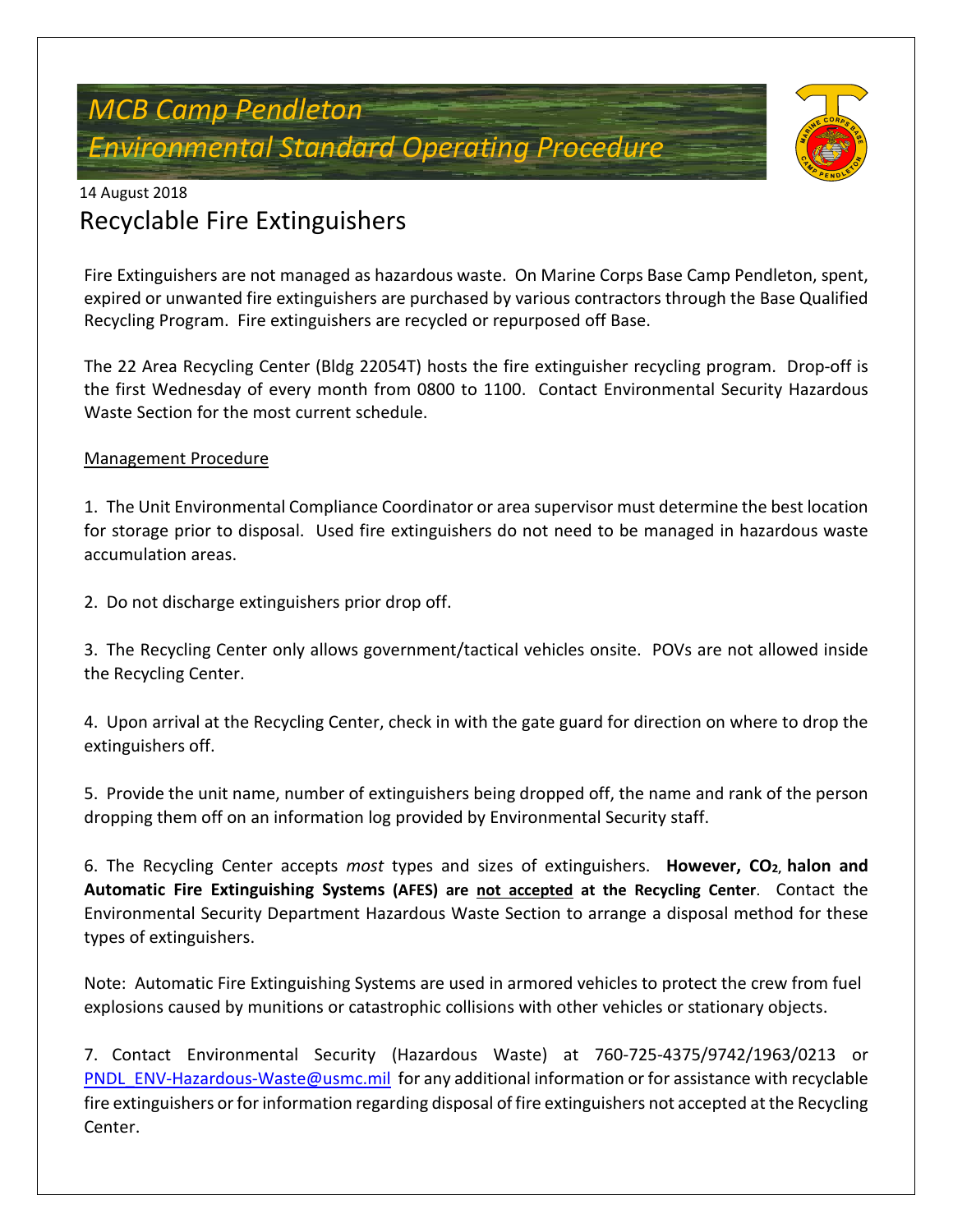# *MCB Camp Pendleton*
# *Environmental Standard Operating Procedure*

14 August 2018

## Recyclable Fire Extinguishers

Fire Extinguishers are not managed as hazardous waste. On Marine Corps Base Camp Pendleton, spent, expired or unwanted fire extinguishers are purchased by various contractors through the Base Qualified Recycling Program. Fire extinguishers are recycled or repurposed off Base.

The 22 Area Recycling Center (Bldg 22054T) hosts the fire extinguisher recycling program. Drop-off is the first Wednesday of every month from 0800 to 1100. Contact Environmental Security Hazardous Waste Section for the most current schedule.

<u>Management Procedure</u>

1. The Unit Environmental Compliance Coordinator or area supervisor must determine the best location for storage prior to disposal. Used fire extinguishers do not need to be managed in hazardous waste accumulation areas.

2. Do not discharge extinguishers prior drop off.

3. The Recycling Center only allows government/tactical vehicles onsite. POVs are not allowed inside the Recycling Center.

4. Upon arrival at the Recycling Center, check in with the gate guard for direction on where to drop the extinguishers off.

5. Provide the unit name, number of extinguishers being dropped off, the name and rank of the person dropping them off on an information log provided by Environmental Security staff.

6. The Recycling Center accepts *most* types and sizes of extinguishers. **However, $CO_2$, halon and Automatic Fire Extinguishing Systems (AFES) are <u>not accepted</u> at the Recycling Center**. Contact the Environmental Security Department Hazardous Waste Section to arrange a disposal method for these types of extinguishers.

Note: Automatic Fire Extinguishing Systems are used in armored vehicles to protect the crew from fuel explosions caused by munitions or catastrophic collisions with other vehicles or stationary objects.

7. Contact Environmental Security (Hazardous Waste) at 760-725-4375/9742/1963/0213 or PNDL_ENV-Hazardous-Waste@usmc.mil for any additional information or for assistance with recyclable fire extinguishers or for information regarding disposal of fire extinguishers not accepted at the Recycling Center.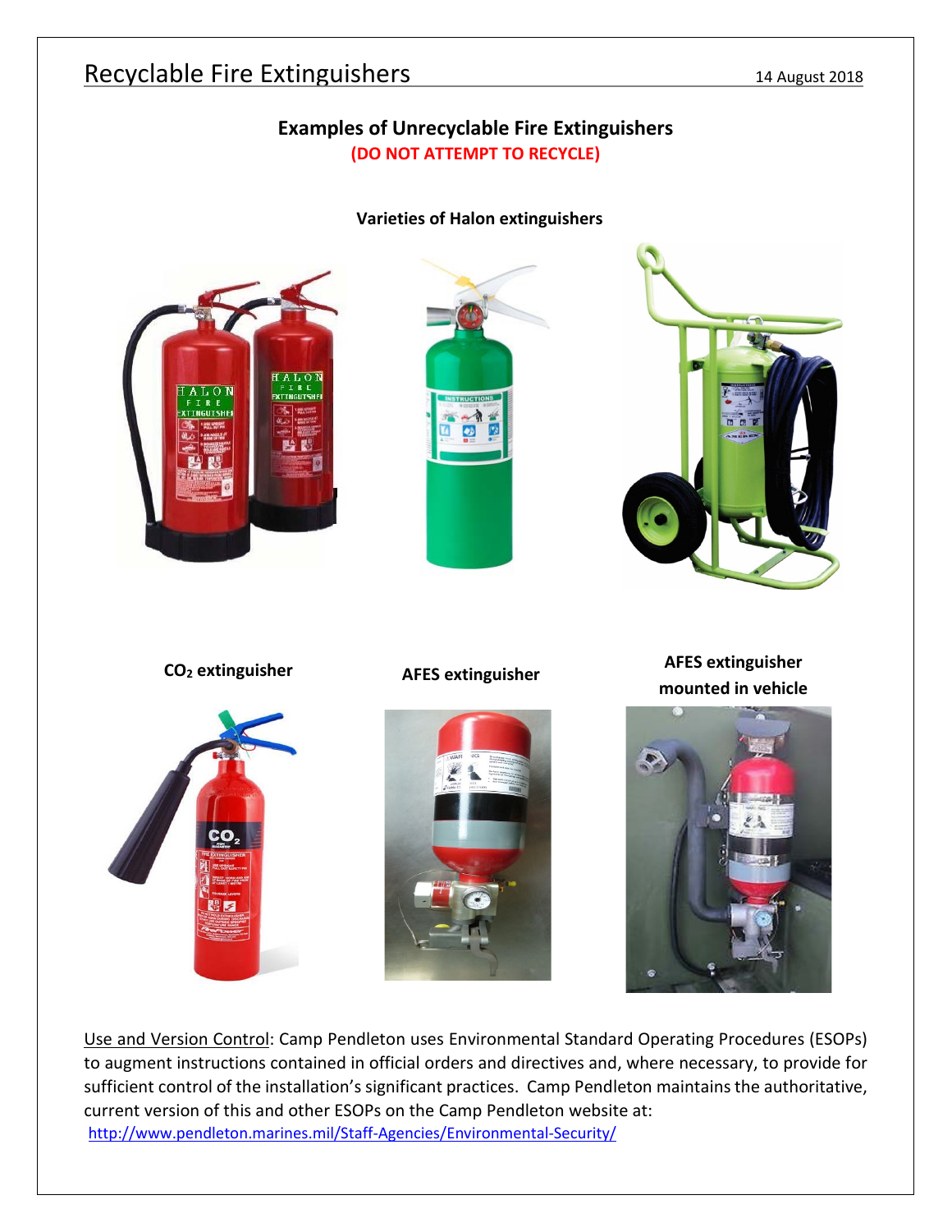## Examples of Unrecyclable Fire Extinguishers

**(DO NOT ATTEMPT TO RECYCLE)**

**Varieties of Halon extinguishers**

**$CO_2$ extinguisher**

**AFES extinguisher**

**AFES extinguisher mounted in vehicle**

Use and Version Control: Camp Pendleton uses Environmental Standard Operating Procedures (ESOPs) to augment instructions contained in official orders and directives and, where necessary, to provide for sufficient control of the installation's significant practices. Camp Pendleton maintains the authoritative, current version of this and other ESOPs on the Camp Pendleton website at: http://www.pendleton.marines.mil/Staff-Agencies/Environmental-Security/